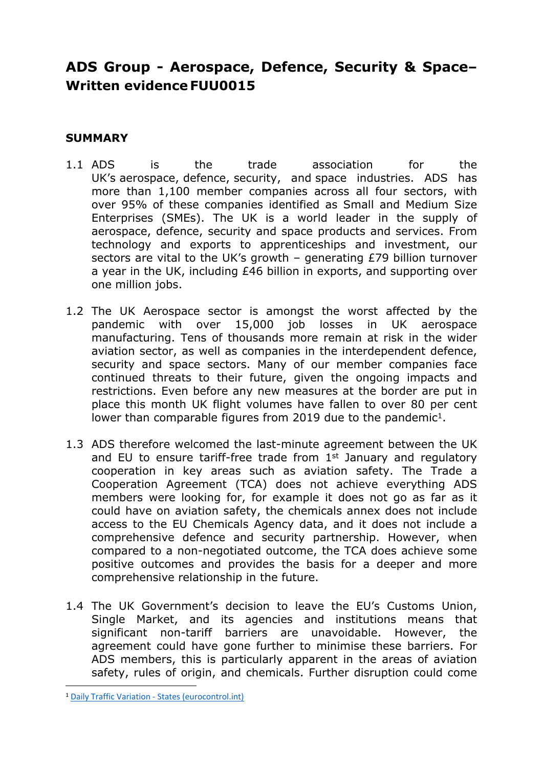# ADS Group - Aerospace, Defence, Security & Space– Written evidence FUU0015

## SUMMARY

1.1 ADS is the trade association for the UK's aerospace, defence, security, and space industries. ADS has more than 1,100 member companies across all four sectors, with over 95% of these companies identified as Small and Medium Size Enterprises (SMEs). The UK is a world leader in the supply of aerospace, defence, security and space products and services. From technology and exports to apprenticeships and investment, our sectors are vital to the UK's growth – generating £79 billion turnover a year in the UK, including £46 billion in exports, and supporting over one million jobs.

1.2 The UK Aerospace sector is amongst the worst affected by the pandemic with over 15,000 job losses in UK aerospace manufacturing. Tens of thousands more remain at risk in the wider aviation sector, as well as companies in the interdependent defence, security and space sectors. Many of our member companies face continued threats to their future, given the ongoing impacts and restrictions. Even before any new measures at the border are put in place this month UK flight volumes have fallen to over 80 per cent lower than comparable figures from 2019 due to the pandemic[1].

1.3 ADS therefore welcomed the last-minute agreement between the UK and EU to ensure tariff-free trade from 1st January and regulatory cooperation in key areas such as aviation safety. The Trade a Cooperation Agreement (TCA) does not achieve everything ADS members were looking for, for example it does not go as far as it could have on aviation safety, the chemicals annex does not include access to the EU Chemicals Agency data, and it does not include a comprehensive defence and security partnership. However, when compared to a non-negotiated outcome, the TCA does achieve some positive outcomes and provides the basis for a deeper and more comprehensive relationship in the future.

1.4 The UK Government's decision to leave the EU's Customs Union, Single Market, and its agencies and institutions means that significant non-tariff barriers are unavoidable. However, the agreement could have gone further to minimise these barriers. For ADS members, this is particularly apparent in the areas of aviation safety, rules of origin, and chemicals. Further disruption could come

[1] Daily Traffic Variation - States (eurocontrol.int)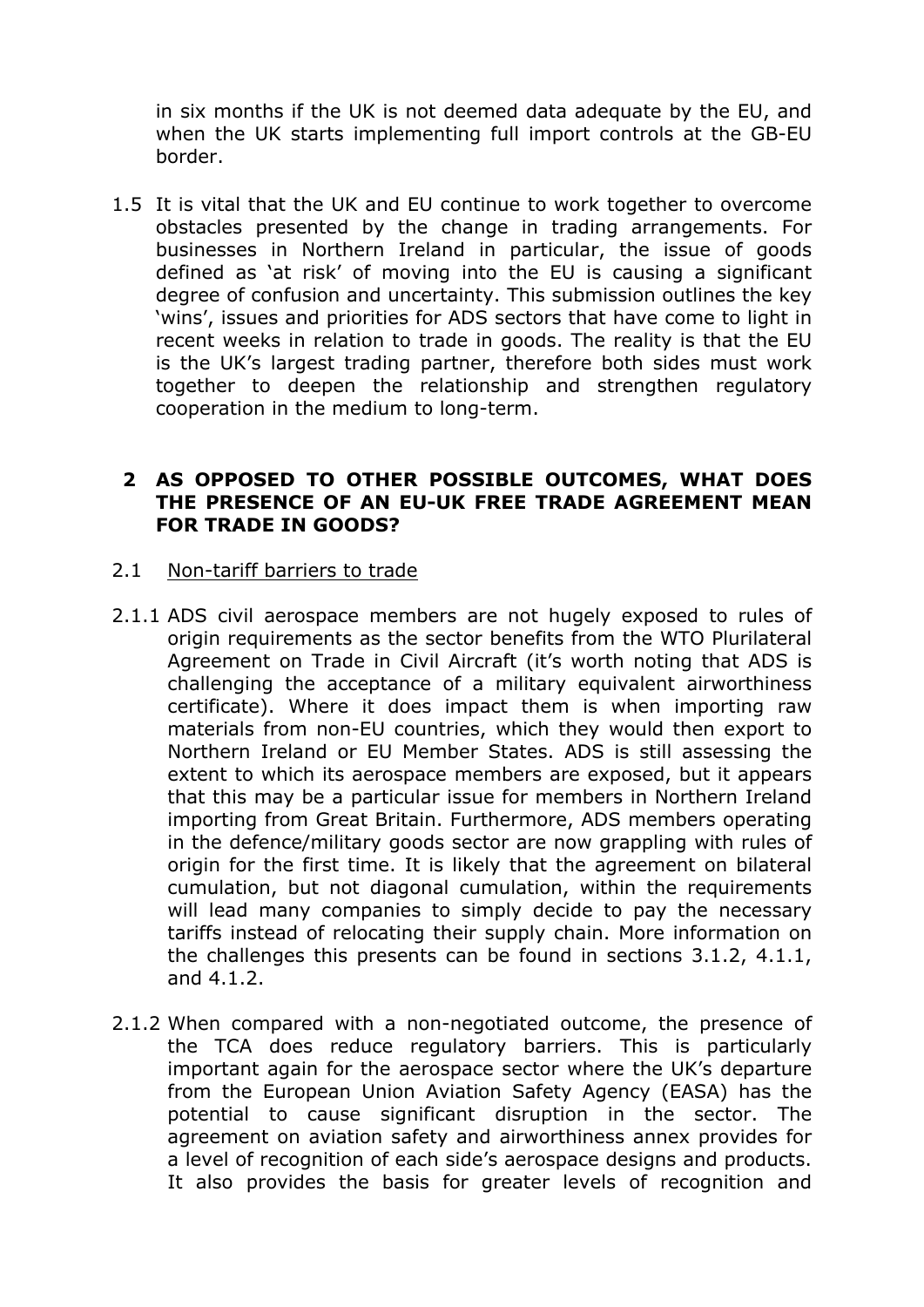in six months if the UK is not deemed data adequate by the EU, and when the UK starts implementing full import controls at the GB-EU border.

1.5 It is vital that the UK and EU continue to work together to overcome obstacles presented by the change in trading arrangements. For businesses in Northern Ireland in particular, the issue of goods defined as 'at risk' of moving into the EU is causing a significant degree of confusion and uncertainty. This submission outlines the key 'wins', issues and priorities for ADS sectors that have come to light in recent weeks in relation to trade in goods. The reality is that the EU is the UK's largest trading partner, therefore both sides must work together to deepen the relationship and strengthen regulatory cooperation in the medium to long-term.

## 2 AS OPPOSED TO OTHER POSSIBLE OUTCOMES, WHAT DOES THE PRESENCE OF AN EU-UK FREE TRADE AGREEMENT MEAN FOR TRADE IN GOODS?

2.1 Non-tariff barriers to trade

2.1.1 ADS civil aerospace members are not hugely exposed to rules of origin requirements as the sector benefits from the WTO Plurilateral Agreement on Trade in Civil Aircraft (it's worth noting that ADS is challenging the acceptance of a military equivalent airworthiness certificate). Where it does impact them is when importing raw materials from non-EU countries, which they would then export to Northern Ireland or EU Member States. ADS is still assessing the extent to which its aerospace members are exposed, but it appears that this may be a particular issue for members in Northern Ireland importing from Great Britain. Furthermore, ADS members operating in the defence/military goods sector are now grappling with rules of origin for the first time. It is likely that the agreement on bilateral cumulation, but not diagonal cumulation, within the requirements will lead many companies to simply decide to pay the necessary tariffs instead of relocating their supply chain. More information on the challenges this presents can be found in sections 3.1.2, 4.1.1, and 4.1.2.

2.1.2 When compared with a non-negotiated outcome, the presence of the TCA does reduce regulatory barriers. This is particularly important again for the aerospace sector where the UK's departure from the European Union Aviation Safety Agency (EASA) has the potential to cause significant disruption in the sector. The agreement on aviation safety and airworthiness annex provides for a level of recognition of each side's aerospace designs and products. It also provides the basis for greater levels of recognition and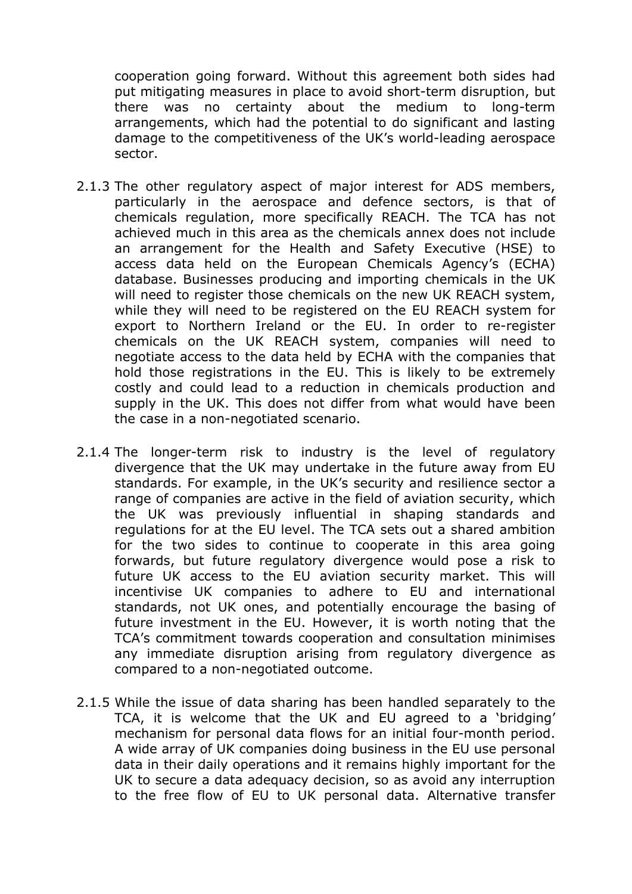cooperation going forward. Without this agreement both sides had put mitigating measures in place to avoid short-term disruption, but there was no certainty about the medium to long-term arrangements, which had the potential to do significant and lasting damage to the competitiveness of the UK's world-leading aerospace sector.

2.1.3 The other regulatory aspect of major interest for ADS members, particularly in the aerospace and defence sectors, is that of chemicals regulation, more specifically REACH. The TCA has not achieved much in this area as the chemicals annex does not include an arrangement for the Health and Safety Executive (HSE) to access data held on the European Chemicals Agency's (ECHA) database. Businesses producing and importing chemicals in the UK will need to register those chemicals on the new UK REACH system, while they will need to be registered on the EU REACH system for export to Northern Ireland or the EU. In order to re-register chemicals on the UK REACH system, companies will need to negotiate access to the data held by ECHA with the companies that hold those registrations in the EU. This is likely to be extremely costly and could lead to a reduction in chemicals production and supply in the UK. This does not differ from what would have been the case in a non-negotiated scenario.

2.1.4 The longer-term risk to industry is the level of regulatory divergence that the UK may undertake in the future away from EU standards. For example, in the UK's security and resilience sector a range of companies are active in the field of aviation security, which the UK was previously influential in shaping standards and regulations for at the EU level. The TCA sets out a shared ambition for the two sides to continue to cooperate in this area going forwards, but future regulatory divergence would pose a risk to future UK access to the EU aviation security market. This will incentivise UK companies to adhere to EU and international standards, not UK ones, and potentially encourage the basing of future investment in the EU. However, it is worth noting that the TCA's commitment towards cooperation and consultation minimises any immediate disruption arising from regulatory divergence as compared to a non-negotiated outcome.

2.1.5 While the issue of data sharing has been handled separately to the TCA, it is welcome that the UK and EU agreed to a 'bridging' mechanism for personal data flows for an initial four-month period. A wide array of UK companies doing business in the EU use personal data in their daily operations and it remains highly important for the UK to secure a data adequacy decision, so as avoid any interruption to the free flow of EU to UK personal data. Alternative transfer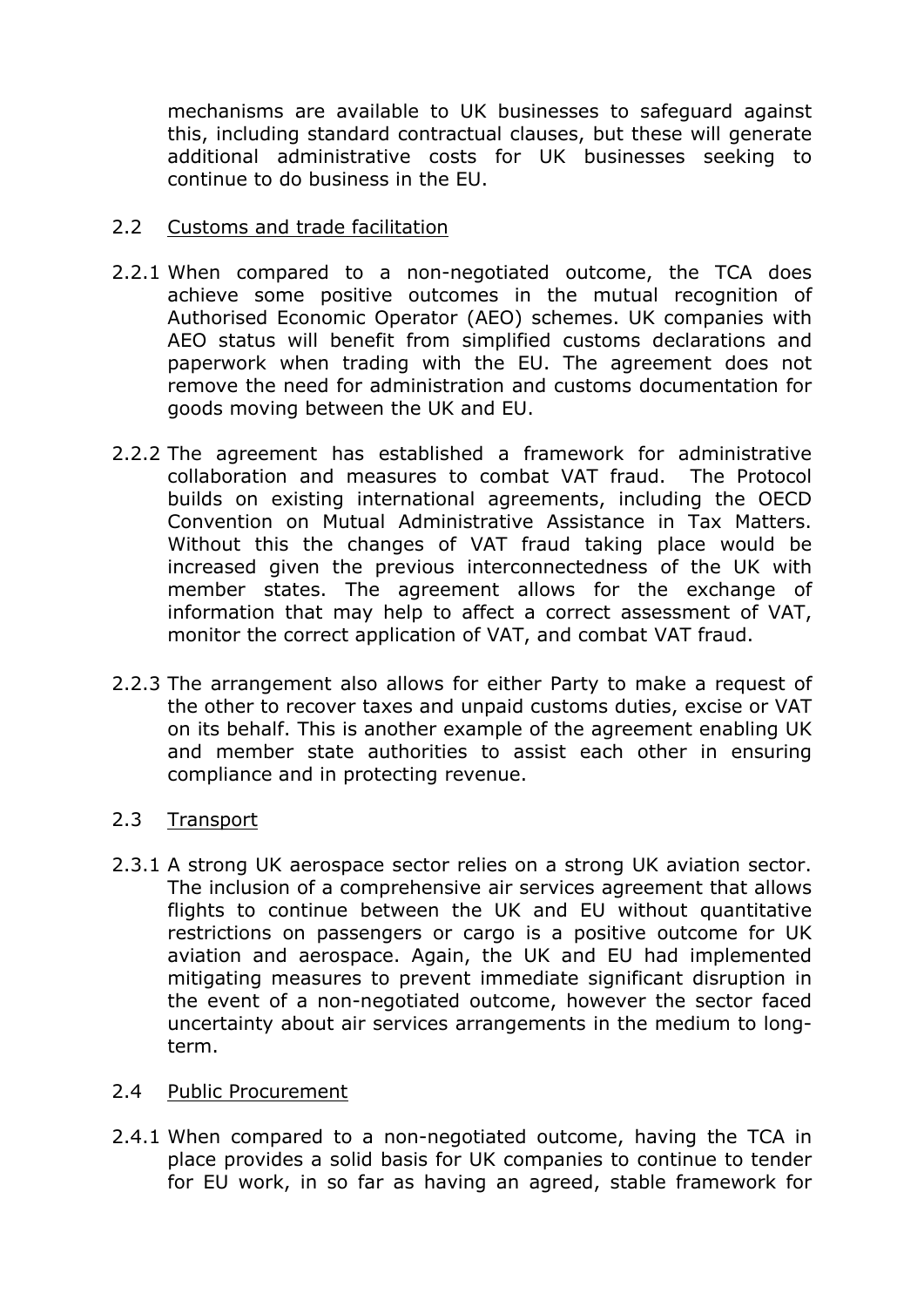mechanisms are available to UK businesses to safeguard against this, including standard contractual clauses, but these will generate additional administrative costs for UK businesses seeking to continue to do business in the EU.

## 2.2 Customs and trade facilitation

2.2.1 When compared to a non-negotiated outcome, the TCA does achieve some positive outcomes in the mutual recognition of Authorised Economic Operator (AEO) schemes. UK companies with AEO status will benefit from simplified customs declarations and paperwork when trading with the EU. The agreement does not remove the need for administration and customs documentation for goods moving between the UK and EU.

2.2.2 The agreement has established a framework for administrative collaboration and measures to combat VAT fraud. The Protocol builds on existing international agreements, including the OECD Convention on Mutual Administrative Assistance in Tax Matters. Without this the changes of VAT fraud taking place would be increased given the previous interconnectedness of the UK with member states. The agreement allows for the exchange of information that may help to affect a correct assessment of VAT, monitor the correct application of VAT, and combat VAT fraud.

2.2.3 The arrangement also allows for either Party to make a request of the other to recover taxes and unpaid customs duties, excise or VAT on its behalf. This is another example of the agreement enabling UK and member state authorities to assist each other in ensuring compliance and in protecting revenue.

## 2.3 Transport

2.3.1 A strong UK aerospace sector relies on a strong UK aviation sector. The inclusion of a comprehensive air services agreement that allows flights to continue between the UK and EU without quantitative restrictions on passengers or cargo is a positive outcome for UK aviation and aerospace. Again, the UK and EU had implemented mitigating measures to prevent immediate significant disruption in the event of a non-negotiated outcome, however the sector faced uncertainty about air services arrangements in the medium to long-term.

## 2.4 Public Procurement

2.4.1 When compared to a non-negotiated outcome, having the TCA in place provides a solid basis for UK companies to continue to tender for EU work, in so far as having an agreed, stable framework for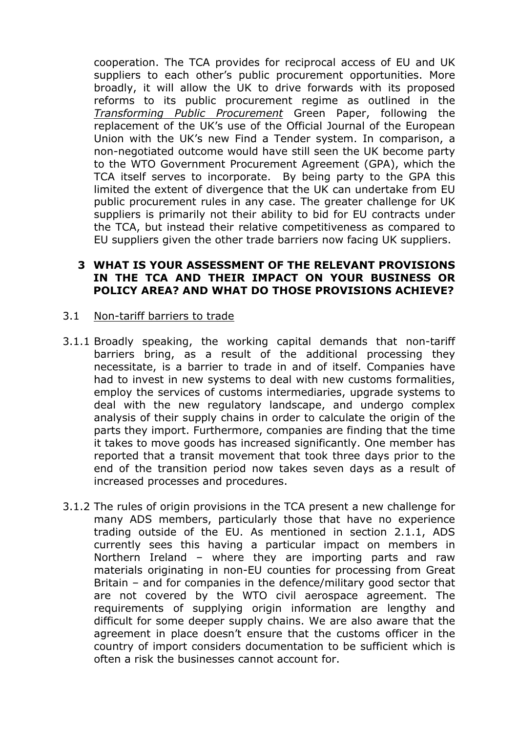cooperation. The TCA provides for reciprocal access of EU and UK suppliers to each other's public procurement opportunities. More broadly, it will allow the UK to drive forwards with its proposed reforms to its public procurement regime as outlined in the *Transforming Public Procurement* Green Paper, following the replacement of the UK's use of the Official Journal of the European Union with the UK's new Find a Tender system. In comparison, a non-negotiated outcome would have still seen the UK become party to the WTO Government Procurement Agreement (GPA), which the TCA itself serves to incorporate. By being party to the GPA this limited the extent of divergence that the UK can undertake from EU public procurement rules in any case. The greater challenge for UK suppliers is primarily not their ability to bid for EU contracts under the TCA, but instead their relative competitiveness as compared to EU suppliers given the other trade barriers now facing UK suppliers.

## 3 WHAT IS YOUR ASSESSMENT OF THE RELEVANT PROVISIONS IN THE TCA AND THEIR IMPACT ON YOUR BUSINESS OR POLICY AREA? AND WHAT DO THOSE PROVISIONS ACHIEVE?

### 3.1 Non-tariff barriers to trade

3.1.1 Broadly speaking, the working capital demands that non-tariff barriers bring, as a result of the additional processing they necessitate, is a barrier to trade in and of itself. Companies have had to invest in new systems to deal with new customs formalities, employ the services of customs intermediaries, upgrade systems to deal with the new regulatory landscape, and undergo complex analysis of their supply chains in order to calculate the origin of the parts they import. Furthermore, companies are finding that the time it takes to move goods has increased significantly. One member has reported that a transit movement that took three days prior to the end of the transition period now takes seven days as a result of increased processes and procedures.

3.1.2 The rules of origin provisions in the TCA present a new challenge for many ADS members, particularly those that have no experience trading outside of the EU. As mentioned in section 2.1.1, ADS currently sees this having a particular impact on members in Northern Ireland – where they are importing parts and raw materials originating in non-EU counties for processing from Great Britain – and for companies in the defence/military good sector that are not covered by the WTO civil aerospace agreement. The requirements of supplying origin information are lengthy and difficult for some deeper supply chains. We are also aware that the agreement in place doesn't ensure that the customs officer in the country of import considers documentation to be sufficient which is often a risk the businesses cannot account for.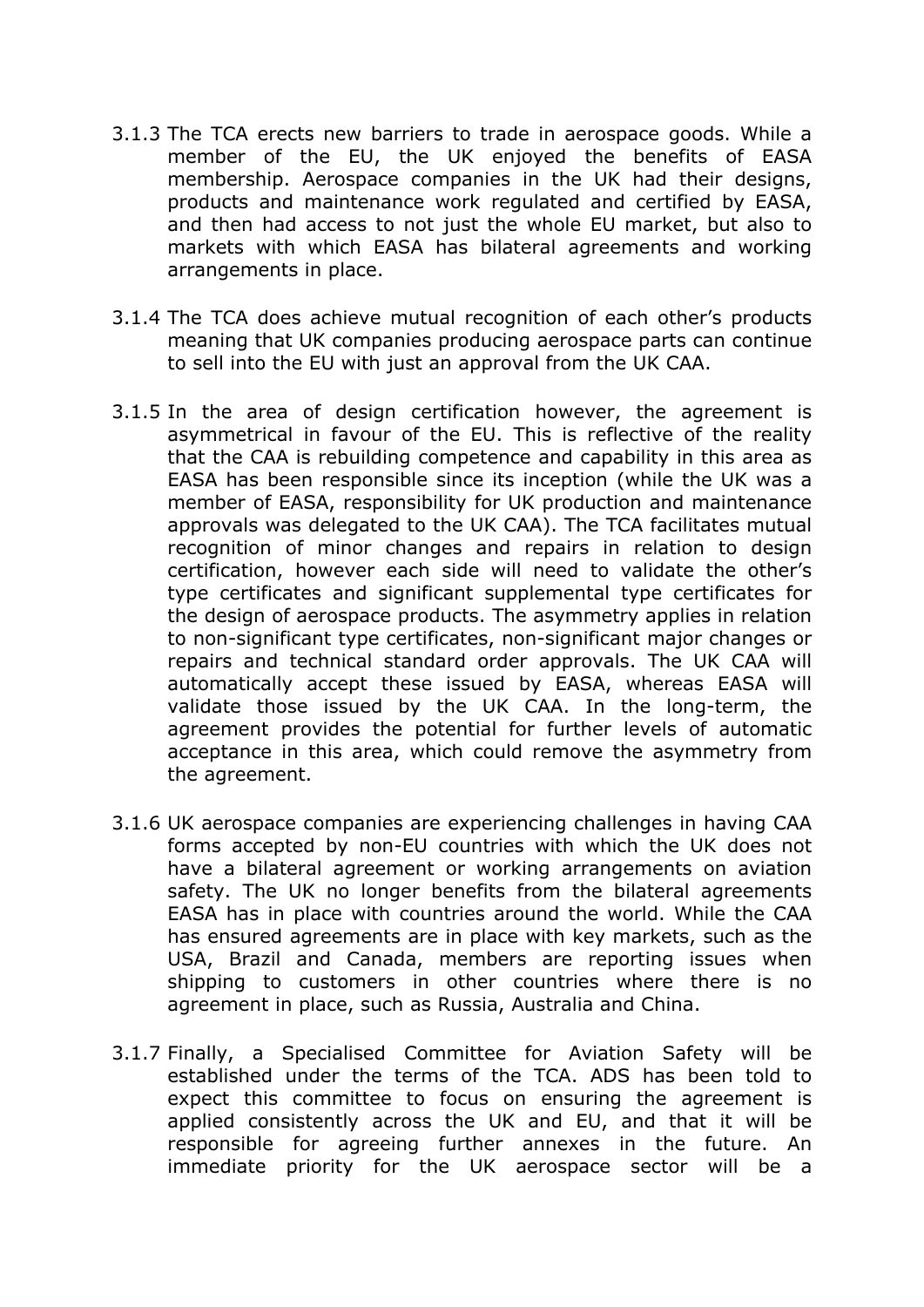3.1.3 The TCA erects new barriers to trade in aerospace goods. While a member of the EU, the UK enjoyed the benefits of EASA membership. Aerospace companies in the UK had their designs, products and maintenance work regulated and certified by EASA, and then had access to not just the whole EU market, but also to markets with which EASA has bilateral agreements and working arrangements in place.

3.1.4 The TCA does achieve mutual recognition of each other's products meaning that UK companies producing aerospace parts can continue to sell into the EU with just an approval from the UK CAA.

3.1.5 In the area of design certification however, the agreement is asymmetrical in favour of the EU. This is reflective of the reality that the CAA is rebuilding competence and capability in this area as EASA has been responsible since its inception (while the UK was a member of EASA, responsibility for UK production and maintenance approvals was delegated to the UK CAA). The TCA facilitates mutual recognition of minor changes and repairs in relation to design certification, however each side will need to validate the other's type certificates and significant supplemental type certificates for the design of aerospace products. The asymmetry applies in relation to non-significant type certificates, non-significant major changes or repairs and technical standard order approvals. The UK CAA will automatically accept these issued by EASA, whereas EASA will validate those issued by the UK CAA. In the long-term, the agreement provides the potential for further levels of automatic acceptance in this area, which could remove the asymmetry from the agreement.

3.1.6 UK aerospace companies are experiencing challenges in having CAA forms accepted by non-EU countries with which the UK does not have a bilateral agreement or working arrangements on aviation safety. The UK no longer benefits from the bilateral agreements EASA has in place with countries around the world. While the CAA has ensured agreements are in place with key markets, such as the USA, Brazil and Canada, members are reporting issues when shipping to customers in other countries where there is no agreement in place, such as Russia, Australia and China.

3.1.7 Finally, a Specialised Committee for Aviation Safety will be established under the terms of the TCA. ADS has been told to expect this committee to focus on ensuring the agreement is applied consistently across the UK and EU, and that it will be responsible for agreeing further annexes in the future. An immediate priority for the UK aerospace sector will be a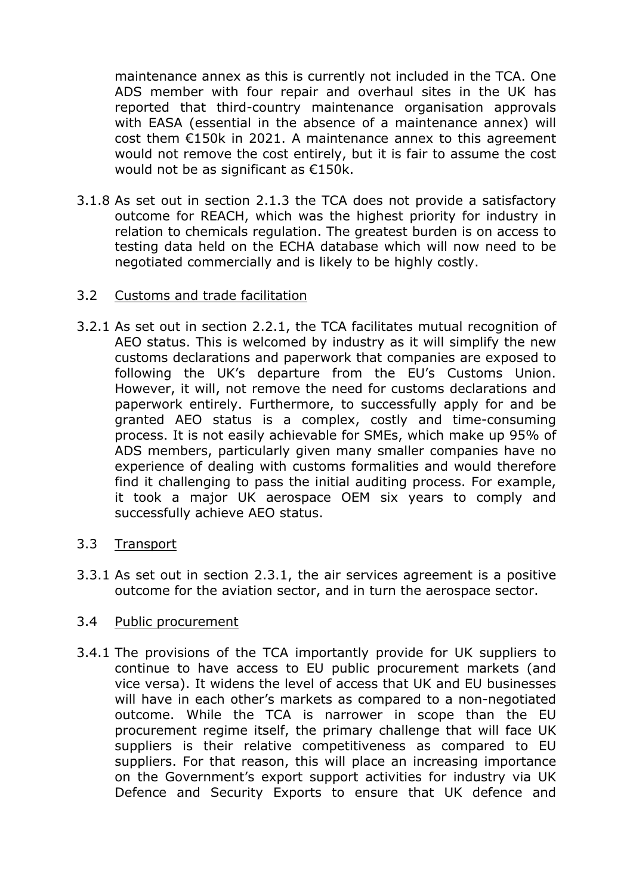maintenance annex as this is currently not included in the TCA. One ADS member with four repair and overhaul sites in the UK has reported that third-country maintenance organisation approvals with EASA (essential in the absence of a maintenance annex) will cost them €150k in 2021. A maintenance annex to this agreement would not remove the cost entirely, but it is fair to assume the cost would not be as significant as €150k.

3.1.8 As set out in section 2.1.3 the TCA does not provide a satisfactory outcome for REACH, which was the highest priority for industry in relation to chemicals regulation. The greatest burden is on access to testing data held on the ECHA database which will now need to be negotiated commercially and is likely to be highly costly.

### 3.2 Customs and trade facilitation

3.2.1 As set out in section 2.2.1, the TCA facilitates mutual recognition of AEO status. This is welcomed by industry as it will simplify the new customs declarations and paperwork that companies are exposed to following the UK's departure from the EU's Customs Union. However, it will, not remove the need for customs declarations and paperwork entirely. Furthermore, to successfully apply for and be granted AEO status is a complex, costly and time-consuming process. It is not easily achievable for SMEs, which make up 95% of ADS members, particularly given many smaller companies have no experience of dealing with customs formalities and would therefore find it challenging to pass the initial auditing process. For example, it took a major UK aerospace OEM six years to comply and successfully achieve AEO status.

### 3.3 Transport

3.3.1 As set out in section 2.3.1, the air services agreement is a positive outcome for the aviation sector, and in turn the aerospace sector.

### 3.4 Public procurement

3.4.1 The provisions of the TCA importantly provide for UK suppliers to continue to have access to EU public procurement markets (and vice versa). It widens the level of access that UK and EU businesses will have in each other's markets as compared to a non-negotiated outcome. While the TCA is narrower in scope than the EU procurement regime itself, the primary challenge that will face UK suppliers is their relative competitiveness as compared to EU suppliers. For that reason, this will place an increasing importance on the Government's export support activities for industry via UK Defence and Security Exports to ensure that UK defence and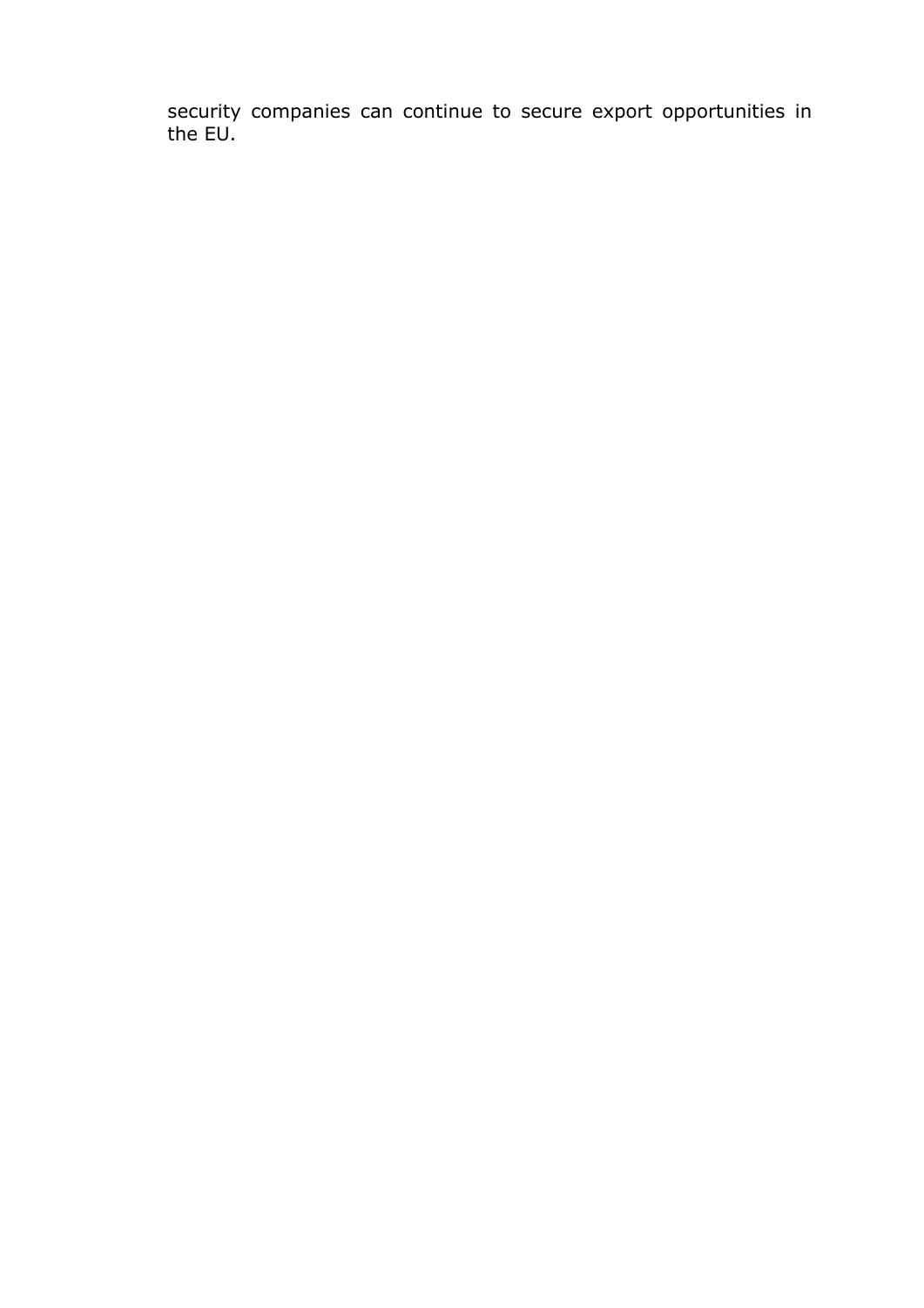security companies can continue to secure export opportunities in the EU.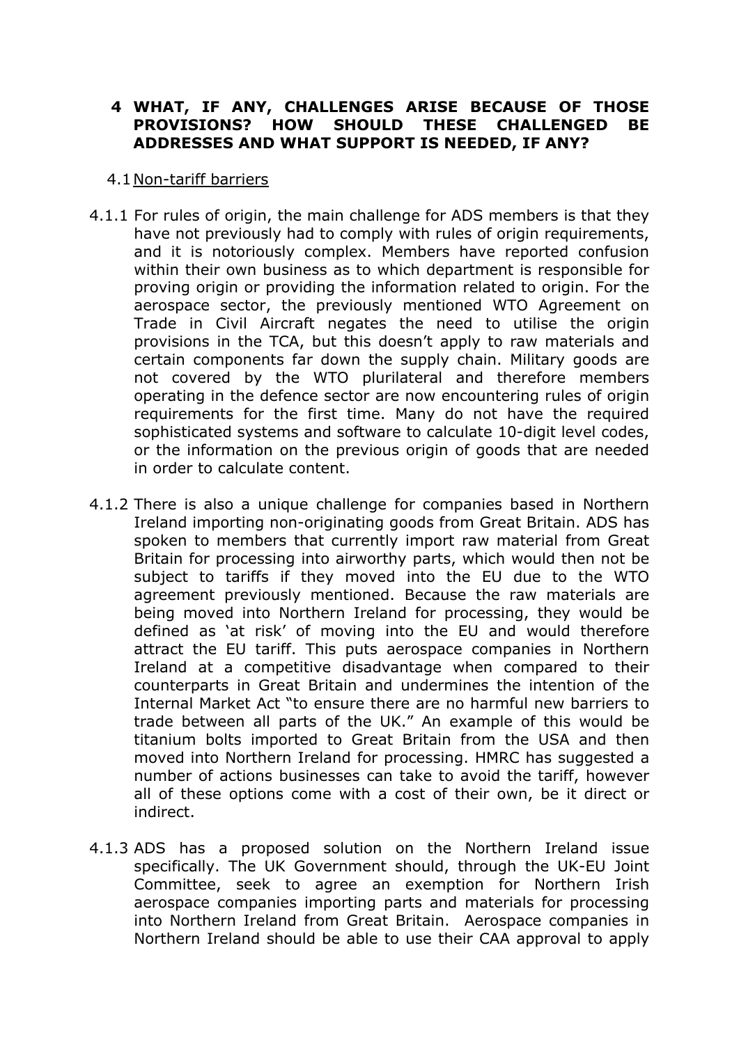## 4 WHAT, IF ANY, CHALLENGES ARISE BECAUSE OF THOSE PROVISIONS? HOW SHOULD THESE CHALLENGED BE ADDRESSES AND WHAT SUPPORT IS NEEDED, IF ANY?

### 4.1 Non-tariff barriers

4.1.1 For rules of origin, the main challenge for ADS members is that they have not previously had to comply with rules of origin requirements, and it is notoriously complex. Members have reported confusion within their own business as to which department is responsible for proving origin or providing the information related to origin. For the aerospace sector, the previously mentioned WTO Agreement on Trade in Civil Aircraft negates the need to utilise the origin provisions in the TCA, but this doesn't apply to raw materials and certain components far down the supply chain. Military goods are not covered by the WTO plurilateral and therefore members operating in the defence sector are now encountering rules of origin requirements for the first time. Many do not have the required sophisticated systems and software to calculate 10-digit level codes, or the information on the previous origin of goods that are needed in order to calculate content.

4.1.2 There is also a unique challenge for companies based in Northern Ireland importing non-originating goods from Great Britain. ADS has spoken to members that currently import raw material from Great Britain for processing into airworthy parts, which would then not be subject to tariffs if they moved into the EU due to the WTO agreement previously mentioned. Because the raw materials are being moved into Northern Ireland for processing, they would be defined as 'at risk' of moving into the EU and would therefore attract the EU tariff. This puts aerospace companies in Northern Ireland at a competitive disadvantage when compared to their counterparts in Great Britain and undermines the intention of the Internal Market Act "to ensure there are no harmful new barriers to trade between all parts of the UK." An example of this would be titanium bolts imported to Great Britain from the USA and then moved into Northern Ireland for processing. HMRC has suggested a number of actions businesses can take to avoid the tariff, however all of these options come with a cost of their own, be it direct or indirect.

4.1.3 ADS has a proposed solution on the Northern Ireland issue specifically. The UK Government should, through the UK-EU Joint Committee, seek to agree an exemption for Northern Irish aerospace companies importing parts and materials for processing into Northern Ireland from Great Britain. Aerospace companies in Northern Ireland should be able to use their CAA approval to apply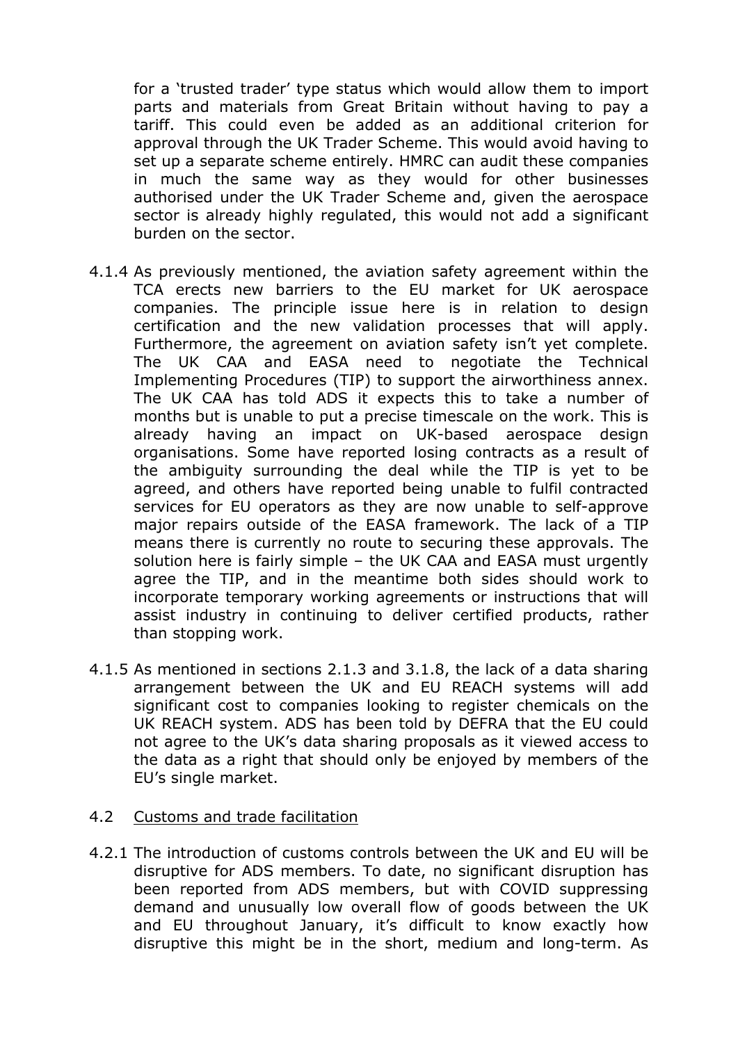for a 'trusted trader' type status which would allow them to import parts and materials from Great Britain without having to pay a tariff. This could even be added as an additional criterion for approval through the UK Trader Scheme. This would avoid having to set up a separate scheme entirely. HMRC can audit these companies in much the same way as they would for other businesses authorised under the UK Trader Scheme and, given the aerospace sector is already highly regulated, this would not add a significant burden on the sector.

4.1.4 As previously mentioned, the aviation safety agreement within the TCA erects new barriers to the EU market for UK aerospace companies. The principle issue here is in relation to design certification and the new validation processes that will apply. Furthermore, the agreement on aviation safety isn't yet complete. The UK CAA and EASA need to negotiate the Technical Implementing Procedures (TIP) to support the airworthiness annex. The UK CAA has told ADS it expects this to take a number of months but is unable to put a precise timescale on the work. This is already having an impact on UK-based aerospace design organisations. Some have reported losing contracts as a result of the ambiguity surrounding the deal while the TIP is yet to be agreed, and others have reported being unable to fulfil contracted services for EU operators as they are now unable to self-approve major repairs outside of the EASA framework. The lack of a TIP means there is currently no route to securing these approvals. The solution here is fairly simple – the UK CAA and EASA must urgently agree the TIP, and in the meantime both sides should work to incorporate temporary working agreements or instructions that will assist industry in continuing to deliver certified products, rather than stopping work.

4.1.5 As mentioned in sections 2.1.3 and 3.1.8, the lack of a data sharing arrangement between the UK and EU REACH systems will add significant cost to companies looking to register chemicals on the UK REACH system. ADS has been told by DEFRA that the EU could not agree to the UK's data sharing proposals as it viewed access to the data as a right that should only be enjoyed by members of the EU's single market.

4.2 Customs and trade facilitation

4.2.1 The introduction of customs controls between the UK and EU will be disruptive for ADS members. To date, no significant disruption has been reported from ADS members, but with COVID suppressing demand and unusually low overall flow of goods between the UK and EU throughout January, it's difficult to know exactly how disruptive this might be in the short, medium and long-term. As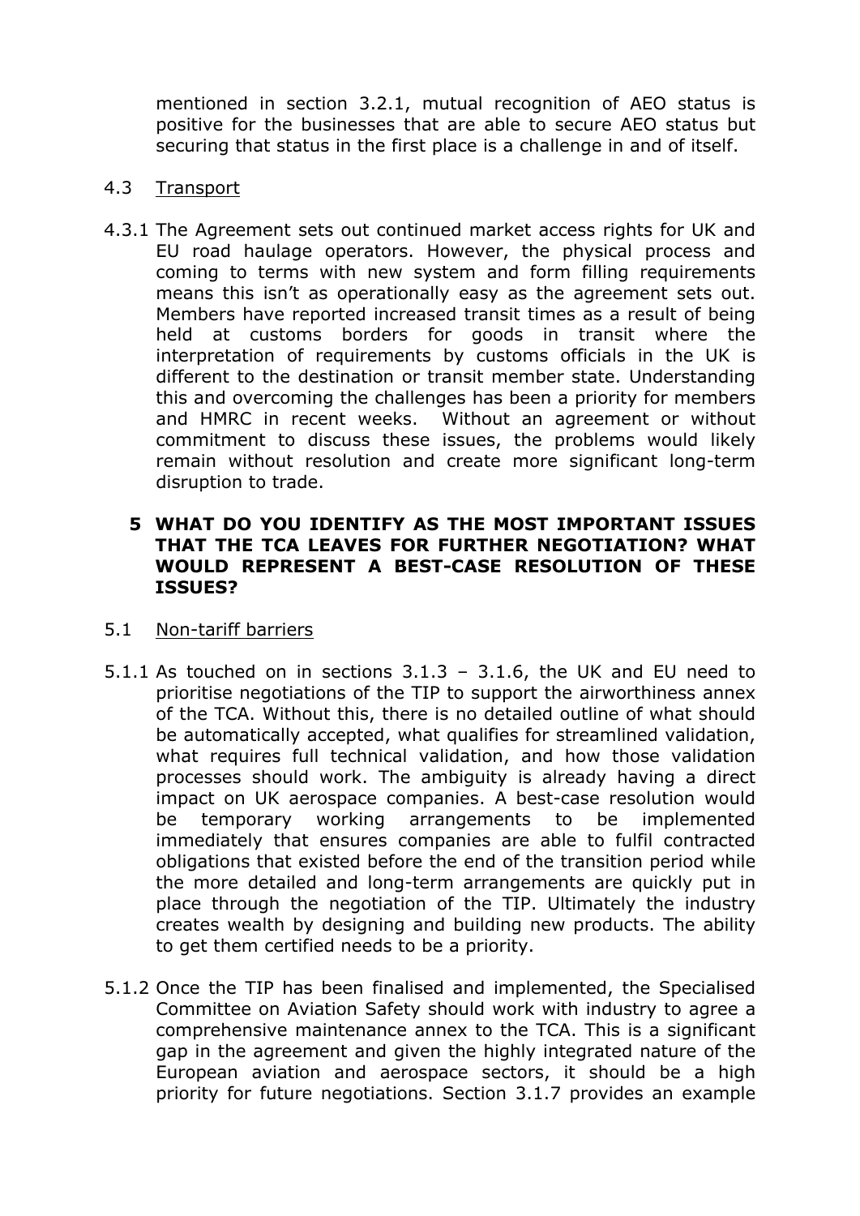mentioned in section 3.2.1, mutual recognition of AEO status is positive for the businesses that are able to secure AEO status but securing that status in the first place is a challenge in and of itself.

4.3 Transport

4.3.1 The Agreement sets out continued market access rights for UK and EU road haulage operators. However, the physical process and coming to terms with new system and form filling requirements means this isn't as operationally easy as the agreement sets out. Members have reported increased transit times as a result of being held at customs borders for goods in transit where the interpretation of requirements by customs officials in the UK is different to the destination or transit member state. Understanding this and overcoming the challenges has been a priority for members and HMRC in recent weeks. Without an agreement or without commitment to discuss these issues, the problems would likely remain without resolution and create more significant long-term disruption to trade.

## 5 WHAT DO YOU IDENTIFY AS THE MOST IMPORTANT ISSUES THAT THE TCA LEAVES FOR FURTHER NEGOTIATION? WHAT WOULD REPRESENT A BEST-CASE RESOLUTION OF THESE ISSUES?

5.1 Non-tariff barriers

5.1.1 As touched on in sections 3.1.3 – 3.1.6, the UK and EU need to prioritise negotiations of the TIP to support the airworthiness annex of the TCA. Without this, there is no detailed outline of what should be automatically accepted, what qualifies for streamlined validation, what requires full technical validation, and how those validation processes should work. The ambiguity is already having a direct impact on UK aerospace companies. A best-case resolution would be temporary working arrangements to be implemented immediately that ensures companies are able to fulfil contracted obligations that existed before the end of the transition period while the more detailed and long-term arrangements are quickly put in place through the negotiation of the TIP. Ultimately the industry creates wealth by designing and building new products. The ability to get them certified needs to be a priority.

5.1.2 Once the TIP has been finalised and implemented, the Specialised Committee on Aviation Safety should work with industry to agree a comprehensive maintenance annex to the TCA. This is a significant gap in the agreement and given the highly integrated nature of the European aviation and aerospace sectors, it should be a high priority for future negotiations. Section 3.1.7 provides an example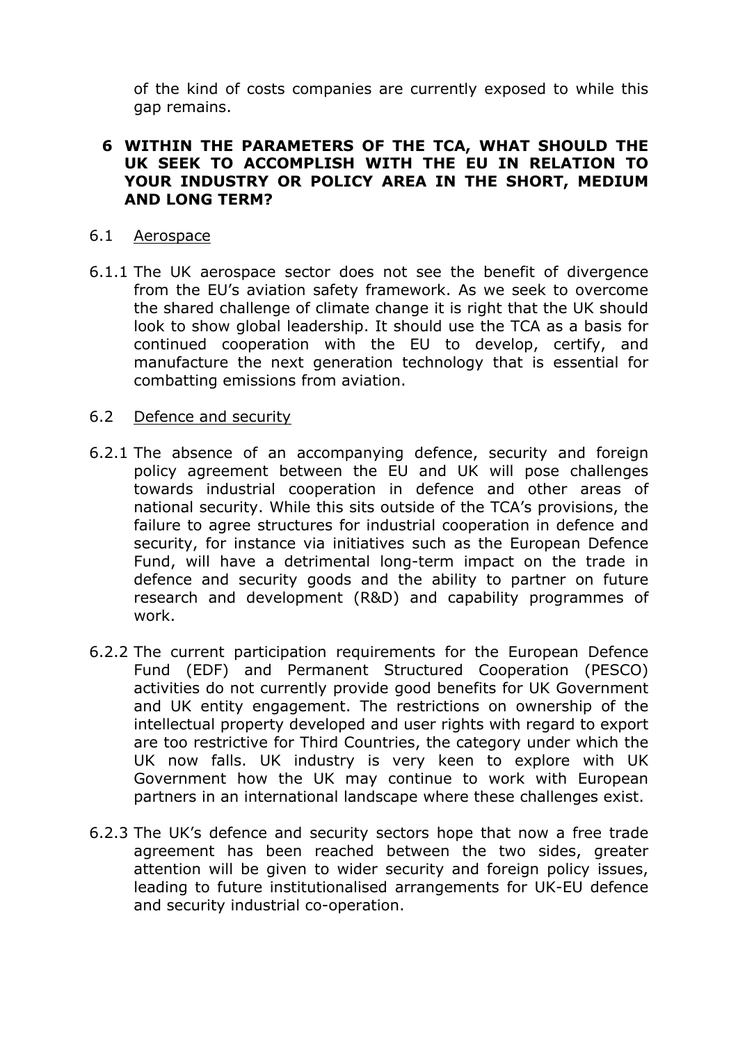of the kind of costs companies are currently exposed to while this gap remains.

## 6 WITHIN THE PARAMETERS OF THE TCA, WHAT SHOULD THE UK SEEK TO ACCOMPLISH WITH THE EU IN RELATION TO YOUR INDUSTRY OR POLICY AREA IN THE SHORT, MEDIUM AND LONG TERM?

### 6.1 Aerospace

6.1.1 The UK aerospace sector does not see the benefit of divergence from the EU's aviation safety framework. As we seek to overcome the shared challenge of climate change it is right that the UK should look to show global leadership. It should use the TCA as a basis for continued cooperation with the EU to develop, certify, and manufacture the next generation technology that is essential for combatting emissions from aviation.

### 6.2 Defence and security

6.2.1 The absence of an accompanying defence, security and foreign policy agreement between the EU and UK will pose challenges towards industrial cooperation in defence and other areas of national security. While this sits outside of the TCA's provisions, the failure to agree structures for industrial cooperation in defence and security, for instance via initiatives such as the European Defence Fund, will have a detrimental long-term impact on the trade in defence and security goods and the ability to partner on future research and development (R&D) and capability programmes of work.

6.2.2 The current participation requirements for the European Defence Fund (EDF) and Permanent Structured Cooperation (PESCO) activities do not currently provide good benefits for UK Government and UK entity engagement. The restrictions on ownership of the intellectual property developed and user rights with regard to export are too restrictive for Third Countries, the category under which the UK now falls. UK industry is very keen to explore with UK Government how the UK may continue to work with European partners in an international landscape where these challenges exist.

6.2.3 The UK's defence and security sectors hope that now a free trade agreement has been reached between the two sides, greater attention will be given to wider security and foreign policy issues, leading to future institutionalised arrangements for UK-EU defence and security industrial co-operation.